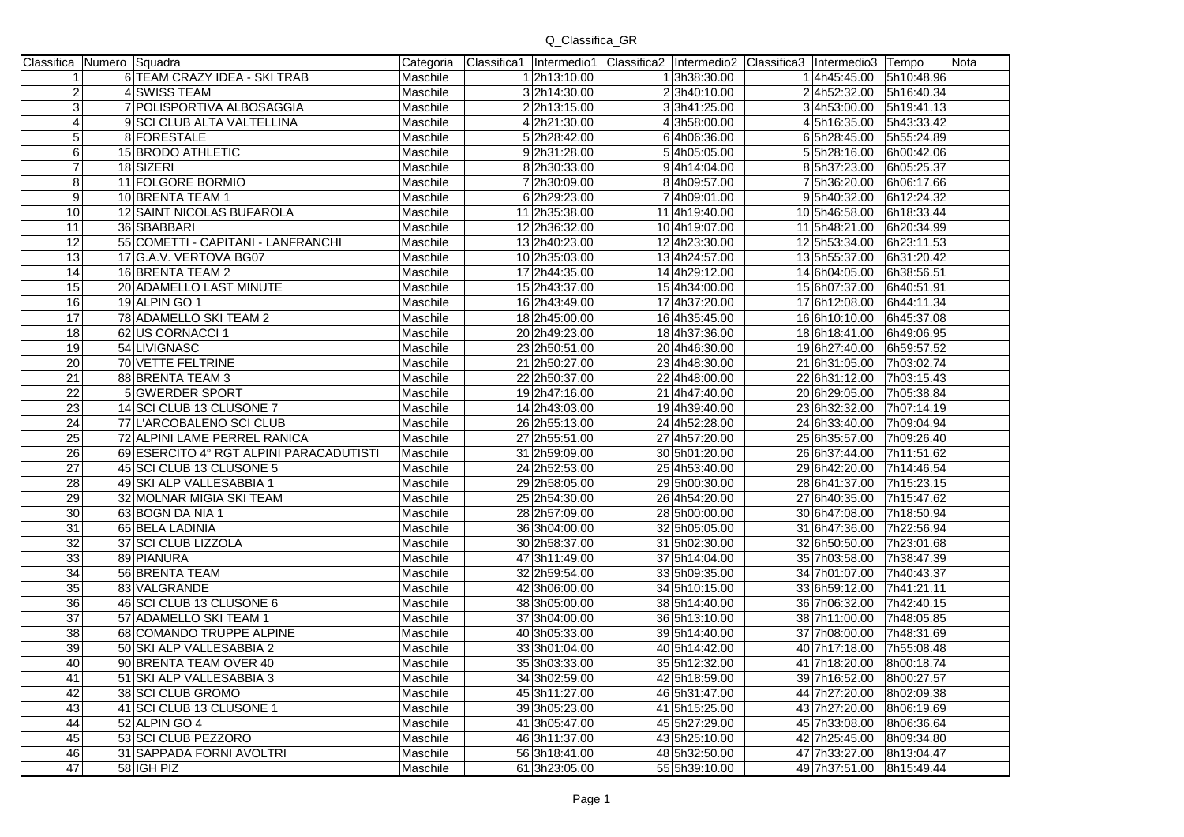# Q_Classifica_GR

| Classifica | Numero | Squadra | Categoria | Classifica1 | Intermedio1 | Classifica2 | Intermedio2 | Classifica3 | Intermedio3 | Tempo | Nota |
|---|---|---|---|---|---|---|---|---|---|---|---|
| 1 | 6 | TEAM CRAZY IDEA - SKI TRAB | Maschile | 1 | 2h13:10.00 | 1 | 3h38:30.00 | 1 | 4h45:45.00 | 5h10:48.96 | |
| 2 | 4 | SWISS TEAM | Maschile | 3 | 2h14:30.00 | 2 | 3h40:10.00 | 2 | 4h52:32.00 | 5h16:40.34 | |
| 3 | 7 | POLISPORTIVA ALBOSAGGIA | Maschile | 2 | 2h13:15.00 | 3 | 3h41:25.00 | 3 | 4h53:00.00 | 5h19:41.13 | |
| 4 | 9 | SCI CLUB ALTA VALTELLINA | Maschile | 4 | 2h21:30.00 | 4 | 3h58:00.00 | 4 | 5h16:35.00 | 5h43:33.42 | |
| 5 | 8 | FORESTALE | Maschile | 5 | 2h28:42.00 | 6 | 4h06:36.00 | 6 | 5h28:45.00 | 5h55:24.89 | |
| 6 | 15 | BRODO ATHLETIC | Maschile | 9 | 2h31:28.00 | 5 | 4h05:05.00 | 5 | 5h28:16.00 | 6h00:42.06 | |
| 7 | 18 | SIZERI | Maschile | 8 | 2h30:33.00 | 9 | 4h14:04.00 | 8 | 5h37:23.00 | 6h05:25.37 | |
| 8 | 11 | FOLGORE BORMIO | Maschile | 7 | 2h30:09.00 | 8 | 4h09:57.00 | 7 | 5h36:20.00 | 6h06:17.66 | |
| 9 | 10 | BRENTA TEAM 1 | Maschile | 6 | 2h29:23.00 | 7 | 4h09:01.00 | 9 | 5h40:32.00 | 6h12:24.32 | |
| 10 | 12 | SAINT NICOLAS BUFAROLA | Maschile | 11 | 2h35:38.00 | 11 | 4h19:40.00 | 10 | 5h46:58.00 | 6h18:33.44 | |
| 11 | 36 | SBABBARI | Maschile | 12 | 2h36:32.00 | 10 | 4h19:07.00 | 11 | 5h48:21.00 | 6h20:34.99 | |
| 12 | 55 | COMETTI - CAPITANI - LANFRANCHI | Maschile | 13 | 2h40:23.00 | 12 | 4h23:30.00 | 12 | 5h53:34.00 | 6h23:11.53 | |
| 13 | 17 | G.A.V. VERTOVA BG07 | Maschile | 10 | 2h35:03.00 | 13 | 4h24:57.00 | 13 | 5h55:37.00 | 6h31:20.42 | |
| 14 | 16 | BRENTA TEAM 2 | Maschile | 17 | 2h44:35.00 | 14 | 4h29:12.00 | 14 | 6h04:05.00 | 6h38:56.51 | |
| 15 | 20 | ADAMELLO LAST MINUTE | Maschile | 15 | 2h43:37.00 | 15 | 4h34:00.00 | 15 | 6h07:37.00 | 6h40:51.91 | |
| 16 | 19 | ALPIN GO 1 | Maschile | 16 | 2h43:49.00 | 17 | 4h37:20.00 | 17 | 6h12:08.00 | 6h44:11.34 | |
| 17 | 78 | ADAMELLO SKI TEAM 2 | Maschile | 18 | 2h45:00.00 | 16 | 4h35:45.00 | 16 | 6h10:10.00 | 6h45:37.08 | |
| 18 | 62 | US CORNACCI 1 | Maschile | 20 | 2h49:23.00 | 18 | 4h37:36.00 | 18 | 6h18:41.00 | 6h49:06.95 | |
| 19 | 54 | LIVIGNASC | Maschile | 23 | 2h50:51.00 | 20 | 4h46:30.00 | 19 | 6h27:40.00 | 6h59:57.52 | |
| 20 | 70 | VETTE FELTRINE | Maschile | 21 | 2h50:27.00 | 23 | 4h48:30.00 | 21 | 6h31:05.00 | 7h03:02.74 | |
| 21 | 88 | BRENTA TEAM 3 | Maschile | 22 | 2h50:37.00 | 22 | 4h48:00.00 | 22 | 6h31:12.00 | 7h03:15.43 | |
| 22 | 5 | GWERDER SPORT | Maschile | 19 | 2h47:16.00 | 21 | 4h47:40.00 | 20 | 6h29:05.00 | 7h05:38.84 | |
| 23 | 14 | SCI CLUB 13 CLUSONE 7 | Maschile | 14 | 2h43:03.00 | 19 | 4h39:40.00 | 23 | 6h32:32.00 | 7h07:14.19 | |
| 24 | 77 | L'ARCOBALENO SCI CLUB | Maschile | 26 | 2h55:13.00 | 24 | 4h52:28.00 | 24 | 6h33:40.00 | 7h09:04.94 | |
| 25 | 72 | ALPINI LAME PERREL RANICA | Maschile | 27 | 2h55:51.00 | 27 | 4h57:20.00 | 25 | 6h35:57.00 | 7h09:26.40 | |
| 26 | 69 | ESERCITO 4° RGT ALPINI PARACADUTISTI | Maschile | 31 | 2h59:09.00 | 30 | 5h01:20.00 | 26 | 6h37:44.00 | 7h11:51.62 | |
| 27 | 45 | SCI CLUB 13 CLUSONE 5 | Maschile | 24 | 2h52:53.00 | 25 | 4h53:40.00 | 29 | 6h42:20.00 | 7h14:46.54 | |
| 28 | 49 | SKI ALP VALLESABBIA 1 | Maschile | 29 | 2h58:05.00 | 29 | 5h00:30.00 | 28 | 6h41:37.00 | 7h15:23.15 | |
| 29 | 32 | MOLNAR MIGIA SKI TEAM | Maschile | 25 | 2h54:30.00 | 26 | 4h54:20.00 | 27 | 6h40:35.00 | 7h15:47.62 | |
| 30 | 63 | BOGN DA NIA 1 | Maschile | 28 | 2h57:09.00 | 28 | 5h00:00.00 | 30 | 6h47:08.00 | 7h18:50.94 | |
| 31 | 65 | BELA LADINIA | Maschile | 36 | 3h04:00.00 | 32 | 5h05:05.00 | 31 | 6h47:36.00 | 7h22:56.94 | |
| 32 | 37 | SCI CLUB LIZZOLA | Maschile | 30 | 2h58:37.00 | 31 | 5h02:30.00 | 32 | 6h50:50.00 | 7h23:01.68 | |
| 33 | 89 | PIANURA | Maschile | 47 | 3h11:49.00 | 37 | 5h14:04.00 | 35 | 7h03:58.00 | 7h38:47.39 | |
| 34 | 56 | BRENTA TEAM | Maschile | 32 | 2h59:54.00 | 33 | 5h09:35.00 | 34 | 7h01:07.00 | 7h40:43.37 | |
| 35 | 83 | VALGRANDE | Maschile | 42 | 3h06:00.00 | 34 | 5h10:15.00 | 33 | 6h59:12.00 | 7h41:21.11 | |
| 36 | 46 | SCI CLUB 13 CLUSONE 6 | Maschile | 38 | 3h05:00.00 | 38 | 5h14:40.00 | 36 | 7h06:32.00 | 7h42:40.15 | |
| 37 | 57 | ADAMELLO SKI TEAM 1 | Maschile | 37 | 3h04:00.00 | 36 | 5h13:10.00 | 38 | 7h11:00.00 | 7h48:05.85 | |
| 38 | 68 | COMANDO TRUPPE ALPINE | Maschile | 40 | 3h05:33.00 | 39 | 5h14:40.00 | 37 | 7h08:00.00 | 7h48:31.69 | |
| 39 | 50 | SKI ALP VALLESABBIA 2 | Maschile | 33 | 3h01:04.00 | 40 | 5h14:42.00 | 40 | 7h17:18.00 | 7h55:08.48 | |
| 40 | 90 | BRENTA TEAM OVER 40 | Maschile | 35 | 3h03:33.00 | 35 | 5h12:32.00 | 41 | 7h18:20.00 | 8h00:18.74 | |
| 41 | 51 | SKI ALP VALLESABBIA 3 | Maschile | 34 | 3h02:59.00 | 42 | 5h18:59.00 | 39 | 7h16:52.00 | 8h00:27.57 | |
| 42 | 38 | SCI CLUB GROMO | Maschile | 45 | 3h11:27.00 | 46 | 5h31:47.00 | 44 | 7h27:20.00 | 8h02:09.38 | |
| 43 | 41 | SCI CLUB 13 CLUSONE 1 | Maschile | 39 | 3h05:23.00 | 41 | 5h15:25.00 | 43 | 7h27:20.00 | 8h06:19.69 | |
| 44 | 52 | ALPIN GO 4 | Maschile | 41 | 3h05:47.00 | 45 | 5h27:29.00 | 45 | 7h33:08.00 | 8h06:36.64 | |
| 45 | 53 | SCI CLUB PEZZORO | Maschile | 46 | 3h11:37.00 | 43 | 5h25:10.00 | 42 | 7h25:45.00 | 8h09:34.80 | |
| 46 | 31 | SAPPADA FORNI AVOLTRI | Maschile | 56 | 3h18:41.00 | 48 | 5h32:50.00 | 47 | 7h33:27.00 | 8h13:04.47 | |
| 47 | 58 | IGH PIZ | Maschile | 61 | 3h23:05.00 | 55 | 5h39:10.00 | 49 | 7h37:51.00 | 8h15:49.44 | |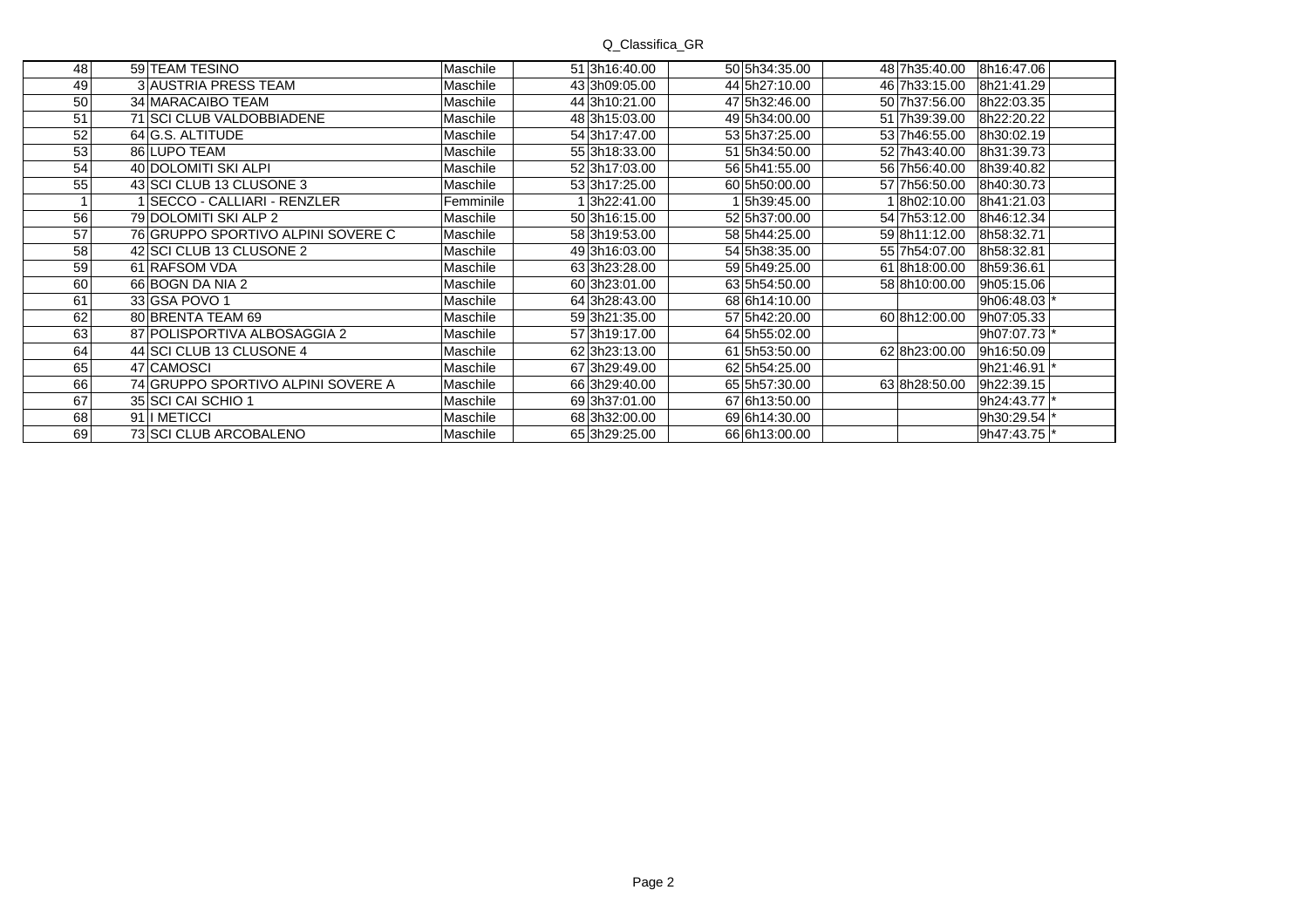| | | | | | | | | | | | |
|---|---|---|---|---|---|---|---|---|---|---|---|
| 48 | 59 | TEAM TESINO | Maschile | 51 | 3h16:40.00 | 50 | 5h34:35.00 | 48 | 7h35:40.00 | 8h16:47.06 | |
| 49 | 3 | AUSTRIA PRESS TEAM | Maschile | 43 | 3h09:05.00 | 44 | 5h27:10.00 | 46 | 7h33:15.00 | 8h21:41.29 | |
| 50 | 34 | MARACAIBO TEAM | Maschile | 44 | 3h10:21.00 | 47 | 5h32:46.00 | 50 | 7h37:56.00 | 8h22:03.35 | |
| 51 | 71 | SCI CLUB VALDOBBIADENE | Maschile | 48 | 3h15:03.00 | 49 | 5h34:00.00 | 51 | 7h39:39.00 | 8h22:20.22 | |
| 52 | 64 | G.S. ALTITUDE | Maschile | 54 | 3h17:47.00 | 53 | 5h37:25.00 | 53 | 7h46:55.00 | 8h30:02.19 | |
| 53 | 86 | LUPO TEAM | Maschile | 55 | 3h18:33.00 | 51 | 5h34:50.00 | 52 | 7h43:40.00 | 8h31:39.73 | |
| 54 | 40 | DOLOMITI SKI ALPI | Maschile | 52 | 3h17:03.00 | 56 | 5h41:55.00 | 56 | 7h56:40.00 | 8h39:40.82 | |
| 55 | 43 | SCI CLUB 13 CLUSONE 3 | Maschile | 53 | 3h17:25.00 | 60 | 5h50:00.00 | 57 | 7h56:50.00 | 8h40:30.73 | |
| 1 | 1 | SECCO - CALLIARI - RENZLER | Femminile | 1 | 3h22:41.00 | 1 | 5h39:45.00 | 1 | 8h02:10.00 | 8h41:21.03 | |
| 56 | 79 | DOLOMITI SKI ALP 2 | Maschile | 50 | 3h16:15.00 | 52 | 5h37:00.00 | 54 | 7h53:12.00 | 8h46:12.34 | |
| 57 | 76 | GRUPPO SPORTIVO ALPINI SOVERE C | Maschile | 58 | 3h19:53.00 | 58 | 5h44:25.00 | 59 | 8h11:12.00 | 8h58:32.71 | |
| 58 | 42 | SCI CLUB 13 CLUSONE 2 | Maschile | 49 | 3h16:03.00 | 54 | 5h38:35.00 | 55 | 7h54:07.00 | 8h58:32.81 | |
| 59 | 61 | RAFSOM VDA | Maschile | 63 | 3h23:28.00 | 59 | 5h49:25.00 | 61 | 8h18:00.00 | 8h59:36.61 | |
| 60 | 66 | BOGN DA NIA 2 | Maschile | 60 | 3h23:01.00 | 63 | 5h54:50.00 | 58 | 8h10:00.00 | 9h05:15.06 | |
| 61 | 33 | GSA POVO 1 | Maschile | 64 | 3h28:43.00 | 68 | 6h14:10.00 | | | 9h06:48.03 | * |
| 62 | 80 | BRENTA TEAM 69 | Maschile | 59 | 3h21:35.00 | 57 | 5h42:20.00 | 60 | 8h12:00.00 | 9h07:05.33 | |
| 63 | 87 | POLISPORTIVA ALBOSAGGIA 2 | Maschile | 57 | 3h19:17.00 | 64 | 5h55:02.00 | | | 9h07:07.73 | * |
| 64 | 44 | SCI CLUB 13 CLUSONE 4 | Maschile | 62 | 3h23:13.00 | 61 | 5h53:50.00 | 62 | 8h23:00.00 | 9h16:50.09 | |
| 65 | 47 | CAMOSCI | Maschile | 67 | 3h29:49.00 | 62 | 5h54:25.00 | | | 9h21:46.91 | * |
| 66 | 74 | GRUPPO SPORTIVO ALPINI SOVERE A | Maschile | 66 | 3h29:40.00 | 65 | 5h57:30.00 | 63 | 8h28:50.00 | 9h22:39.15 | |
| 67 | 35 | SCI CAI SCHIO 1 | Maschile | 69 | 3h37:01.00 | 67 | 6h13:50.00 | | | 9h24:43.77 | * |
| 68 | 91 | I METICCI | Maschile | 68 | 3h32:00.00 | 69 | 6h14:30.00 | | | 9h30:29.54 | * |
| 69 | 73 | SCI CLUB ARCOBALENO | Maschile | 65 | 3h29:25.00 | 66 | 6h13:00.00 | | | 9h47:43.75 | * |